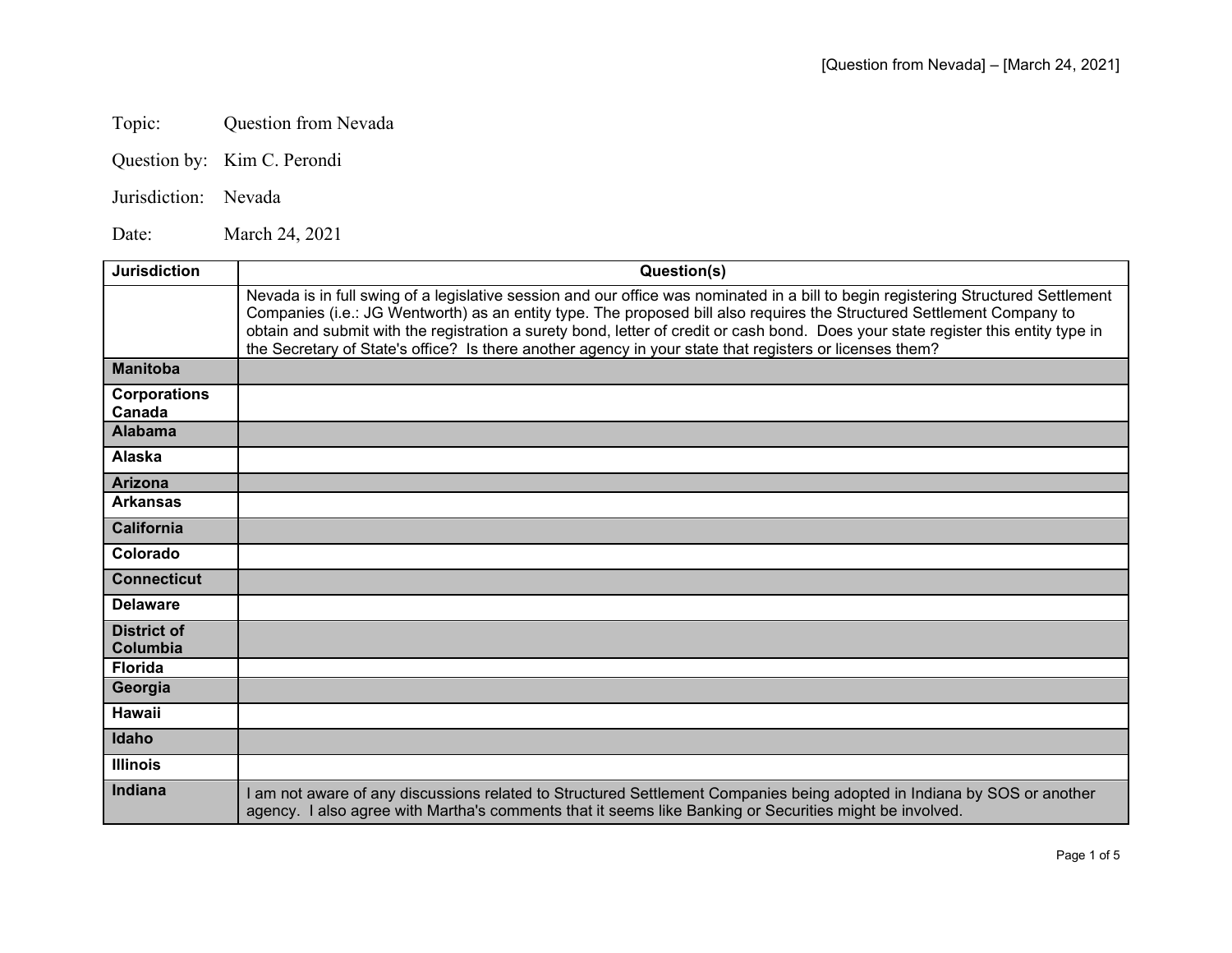Topic: Question from Nevada

Question by: Kim C. Perondi

Jurisdiction: Nevada

Date: March 24, 2021

| Jurisdiction | Question(s) |
|---|---|
| | Nevada is in full swing of a legislative session and our office was nominated in a bill to begin registering Structured Settlement Companies (i.e.: JG Wentworth) as an entity type. The proposed bill also requires the Structured Settlement Company to obtain and submit with the registration a surety bond, letter of credit or cash bond. Does your state register this entity type in the Secretary of State's office? Is there another agency in your state that registers or licenses them? |
| **Manitoba** | |
| **Corporations Canada** | |
| **Alabama** | |
| **Alaska** | |
| **Arizona** | |
| **Arkansas** | |
| **California** | |
| **Colorado** | |
| **Connecticut** | |
| **Delaware** | |
| **District of Columbia** | |
| **Florida** | |
| **Georgia** | |
| **Hawaii** | |
| **Idaho** | |
| **Illinois** | |
| **Indiana** | I am not aware of any discussions related to Structured Settlement Companies being adopted in Indiana by SOS or another agency. I also agree with Martha's comments that it seems like Banking or Securities might be involved. |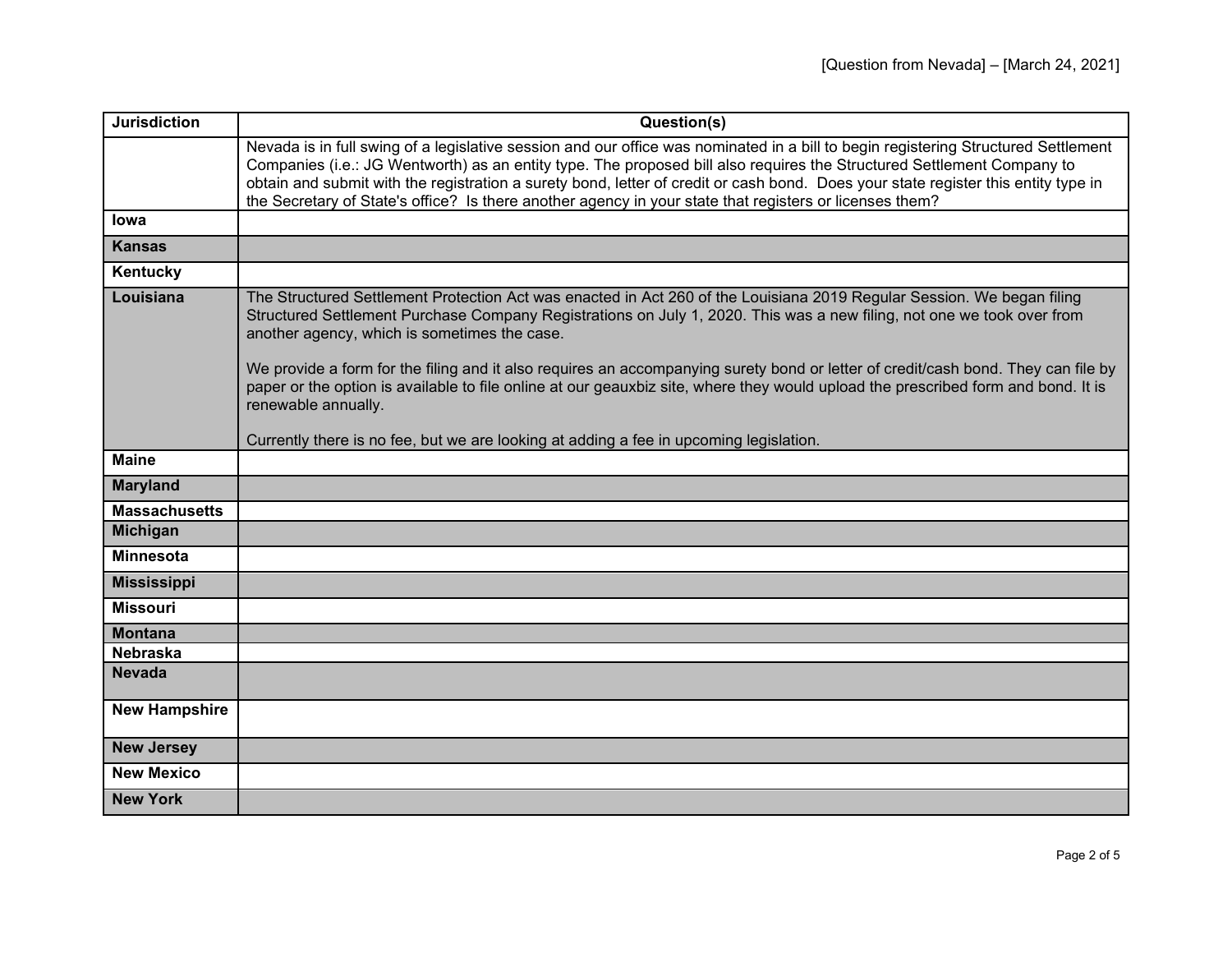| Jurisdiction | Question(s) |
|---|---|
| | Nevada is in full swing of a legislative session and our office was nominated in a bill to begin registering Structured Settlement Companies (i.e.: JG Wentworth) as an entity type. The proposed bill also requires the Structured Settlement Company to obtain and submit with the registration a surety bond, letter of credit or cash bond. Does your state register this entity type in the Secretary of State's office? Is there another agency in your state that registers or licenses them? |
| **Iowa** | |
| **Kansas** | |
| **Kentucky** | |
| **Louisiana** | The Structured Settlement Protection Act was enacted in Act 260 of the Louisiana 2019 Regular Session. We began filing Structured Settlement Purchase Company Registrations on July 1, 2020. This was a new filing, not one we took over from another agency, which is sometimes the case.<br><br>We provide a form for the filing and it also requires an accompanying surety bond or letter of credit/cash bond. They can file by paper or the option is available to file online at our geauxbiz site, where they would upload the prescribed form and bond. It is renewable annually.<br><br>Currently there is no fee, but we are looking at adding a fee in upcoming legislation. |
| **Maine** | |
| **Maryland** | |
| **Massachusetts** | |
| **Michigan** | |
| **Minnesota** | |
| **Mississippi** | |
| **Missouri** | |
| **Montana** | |
| **Nebraska** | |
| **Nevada** | |
| **New Hampshire** | |
| **New Jersey** | |
| **New Mexico** | |
| **New York** | |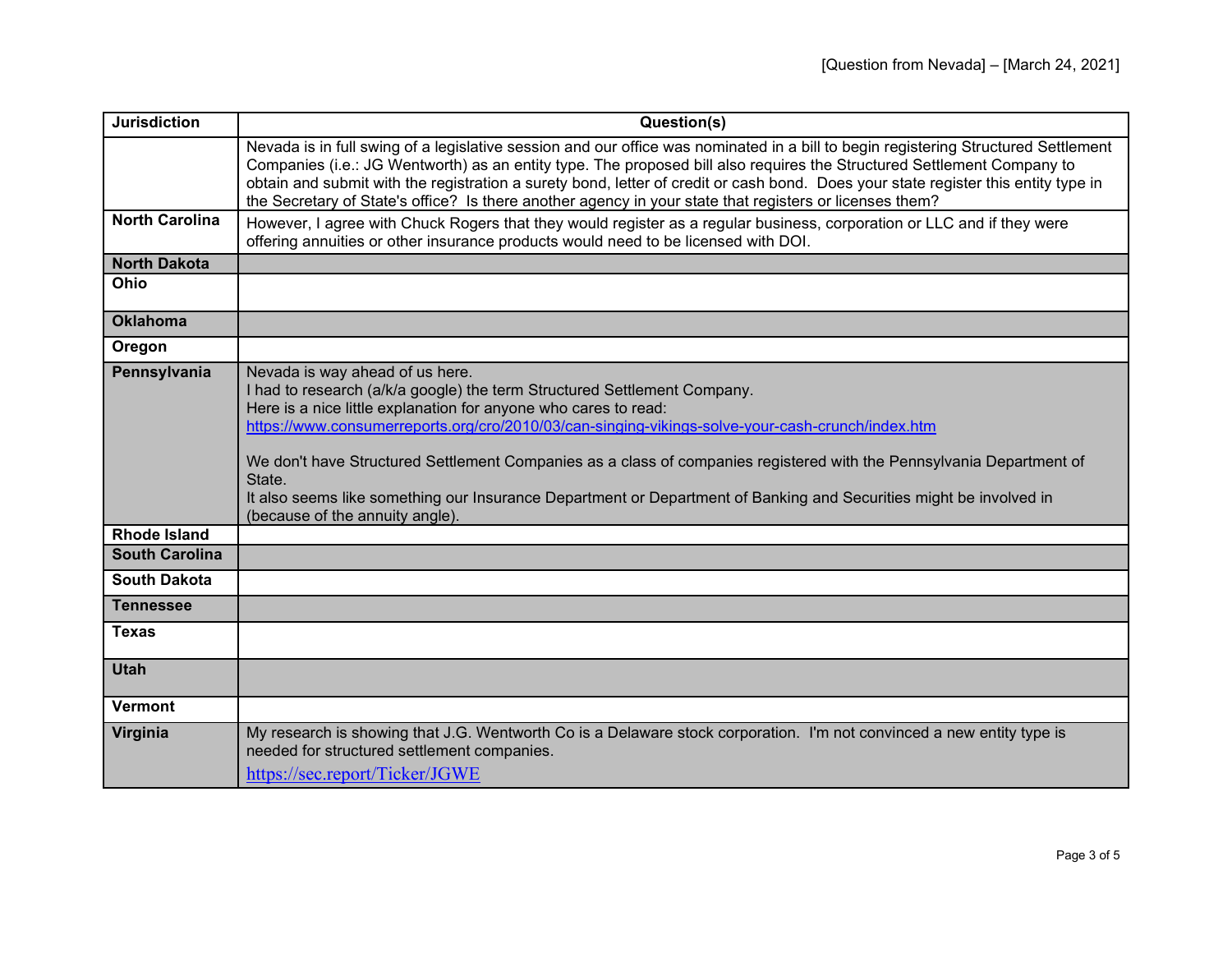| Jurisdiction | Question(s) |
| --- | --- |
| | Nevada is in full swing of a legislative session and our office was nominated in a bill to begin registering Structured Settlement Companies (i.e.: JG Wentworth) as an entity type. The proposed bill also requires the Structured Settlement Company to obtain and submit with the registration a surety bond, letter of credit or cash bond. Does your state register this entity type in the Secretary of State's office? Is there another agency in your state that registers or licenses them? |
| **North Carolina** | However, I agree with Chuck Rogers that they would register as a regular business, corporation or LLC and if they were offering annuities or other insurance products would need to be licensed with DOI. |
| **North Dakota** | |
| **Ohio** | |
| **Oklahoma** | |
| **Oregon** | |
| **Pennsylvania** | Nevada is way ahead of us here.<br>I had to research (a/k/a google) the term Structured Settlement Company.<br>Here is a nice little explanation for anyone who cares to read:<br>https://www.consumerreports.org/cro/2010/03/can-singing-vikings-solve-your-cash-crunch/index.htm<br><br>We don't have Structured Settlement Companies as a class of companies registered with the Pennsylvania Department of State.<br>It also seems like something our Insurance Department or Department of Banking and Securities might be involved in (because of the annuity angle). |
| **Rhode Island** | |
| **South Carolina** | |
| **South Dakota** | |
| **Tennessee** | |
| **Texas** | |
| **Utah** | |
| **Vermont** | |
| **Virginia** | My research is showing that J.G. Wentworth Co is a Delaware stock corporation. I'm not convinced a new entity type is needed for structured settlement companies.<br>https://sec.report/Ticker/JGWE |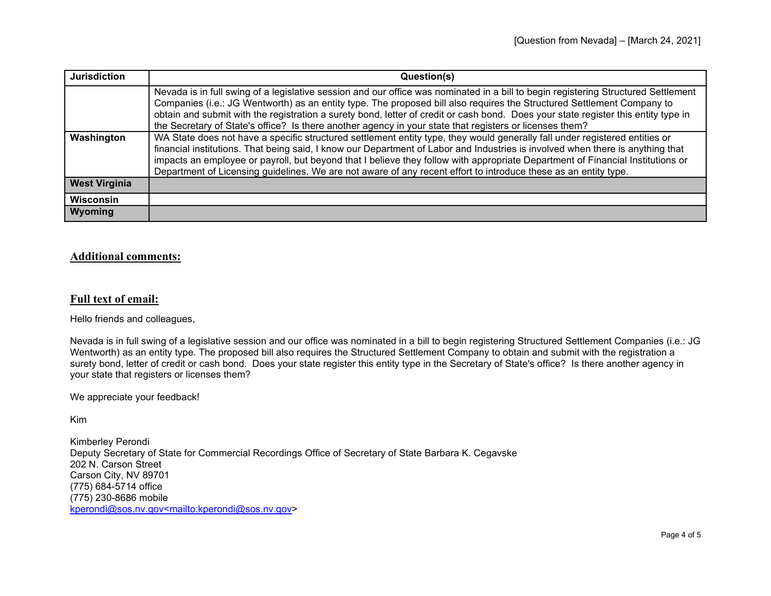| Jurisdiction | Question(s) |
|---|---|
| | Nevada is in full swing of a legislative session and our office was nominated in a bill to begin registering Structured Settlement Companies (i.e.: JG Wentworth) as an entity type. The proposed bill also requires the Structured Settlement Company to obtain and submit with the registration a surety bond, letter of credit or cash bond. Does your state register this entity type in the Secretary of State's office? Is there another agency in your state that registers or licenses them? |
| **Washington** | WA State does not have a specific structured settlement entity type, they would generally fall under registered entities or financial institutions. That being said, I know our Department of Labor and Industries is involved when there is anything that impacts an employee or payroll, but beyond that I believe they follow with appropriate Department of Financial Institutions or Department of Licensing guidelines. We are not aware of any recent effort to introduce these as an entity type. |
| **West Virginia** | |
| **Wisconsin** | |
| **Wyoming** | |

## Additional comments:

## Full text of email:

Hello friends and colleagues,

Nevada is in full swing of a legislative session and our office was nominated in a bill to begin registering Structured Settlement Companies (i.e.: JG Wentworth) as an entity type. The proposed bill also requires the Structured Settlement Company to obtain and submit with the registration a surety bond, letter of credit or cash bond. Does your state register this entity type in the Secretary of State's office? Is there another agency in your state that registers or licenses them?

We appreciate your feedback!

Kim

Kimberley Perondi
Deputy Secretary of State for Commercial Recordings Office of Secretary of State Barbara K. Cegavske
202 N. Carson Street
Carson City, NV 89701
(775) 684-5714 office
(775) 230-8686 mobile
kperondi@sos.nv.gov<mailto:kperondi@sos.nv.gov>